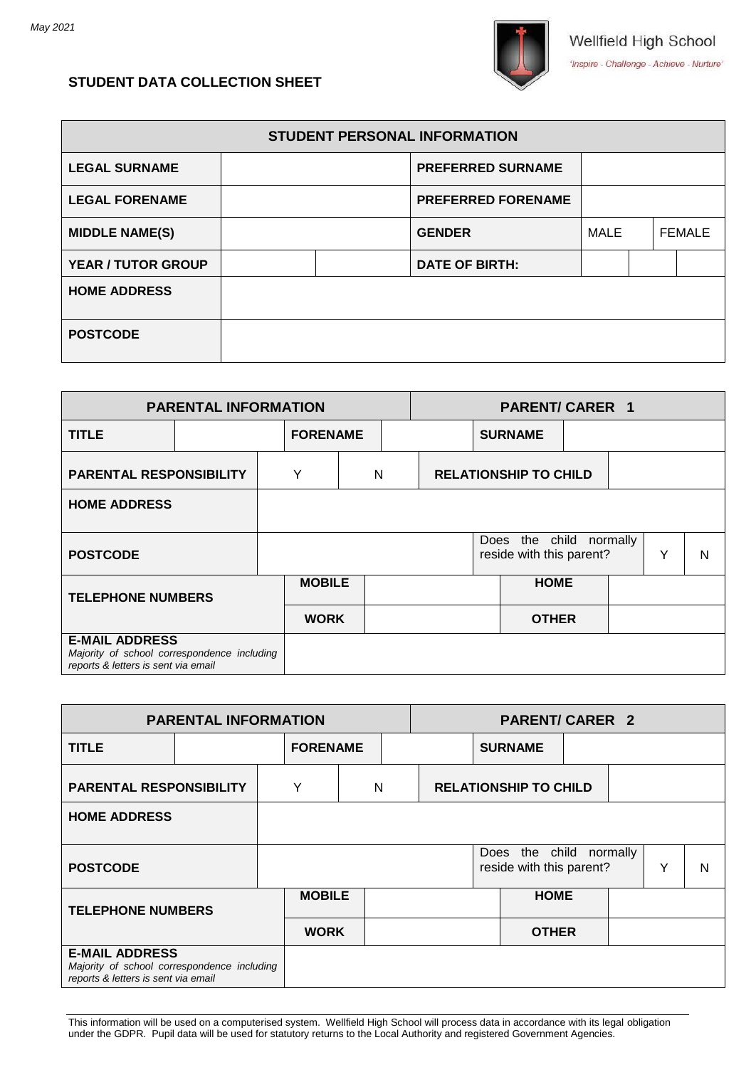May 2021

Wellfield High School

'Inspire - Challenge - Achieve - Nurture'

## STUDENT DATA COLLECTION SHEET

| STUDENT PERSONAL INFORMATION | | | | | |
|---|---|---|---|---|---|
| **LEGAL SURNAME** | | | **PREFERRED SURNAME** | | |
| **LEGAL FORENAME** | | | **PREFERRED FORENAME** | | |
| **MIDDLE NAME(S)** | | | **GENDER** | MALE | FEMALE |
| **YEAR / TUTOR GROUP** | | | **DATE OF BIRTH:** | | |
| **HOME ADDRESS** | | | | | |
| **POSTCODE** | | | | | |

| PARENTAL INFORMATION | | | | PARENT/ CARER 1 | | |
|---|---|---|---|---|---|---|
| **TITLE** | | **FORENAME** | | **SURNAME** | | |
| **PARENTAL RESPONSIBILITY** | Y | N | | **RELATIONSHIP TO CHILD** | | |
| **HOME ADDRESS** | | | | | | |
| **POSTCODE** | | | | Does the child normally reside with this parent? | Y | N |
| **TELEPHONE NUMBERS** | **MOBILE** | | | **HOME** | | |
| | **WORK** | | | **OTHER** | | |
| **E-MAIL ADDRESS** *Majority of school correspondence including reports & letters is sent via email* | | | | | | |

| PARENTAL INFORMATION | | | | PARENT/ CARER 2 | | |
|---|---|---|---|---|---|---|
| **TITLE** | | **FORENAME** | | **SURNAME** | | |
| **PARENTAL RESPONSIBILITY** | Y | N | | **RELATIONSHIP TO CHILD** | | |
| **HOME ADDRESS** | | | | | | |
| **POSTCODE** | | | | Does the child normally reside with this parent? | Y | N |
| **TELEPHONE NUMBERS** | **MOBILE** | | | **HOME** | | |
| | **WORK** | | | **OTHER** | | |
| **E-MAIL ADDRESS** *Majority of school correspondence including reports & letters is sent via email* | | | | | | |

This information will be used on a computerised system. Wellfield High School will process data in accordance with its legal obligation under the GDPR. Pupil data will be used for statutory returns to the Local Authority and registered Government Agencies.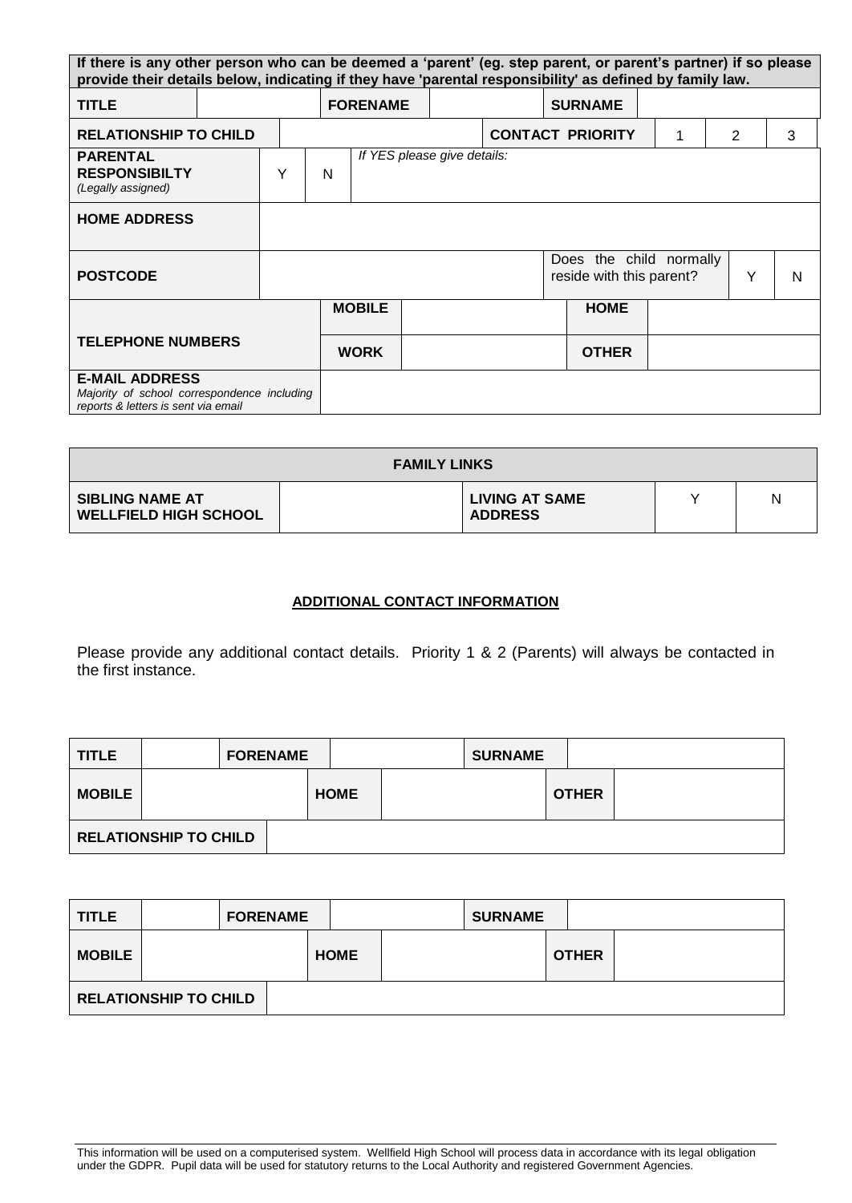| If there is any other person who can be deemed a 'parent' (eg. step parent, or parent's partner) if so please provide their details below, indicating if they have 'parental responsibility' as defined by family law. | | | | | | | | |
|---|---|---|---|---|---|---|---|---|
| **TITLE** | | **FORENAME** | | **SURNAME** | | | | |
| **RELATIONSHIP TO CHILD** | | | **CONTACT PRIORITY** | | 1 | 2 | 3 | |
| **PARENTAL RESPONSIBILTY** *(Legally assigned)* | Y | N | *If YES please give details:* | | | | | |
| **HOME ADDRESS** | | | | | | | | |
| **POSTCODE** | | | Does the child normally reside with this parent? | | Y | N | | |
| **TELEPHONE NUMBERS** | **MOBILE** | | **HOME** | | | | | |
| | **WORK** | | **OTHER** | | | | | |
| **E-MAIL ADDRESS** *Majority of school correspondence including reports & letters is sent via email* | | | | | | | | |

| **FAMILY LINKS** | | | | |
|---|---|---|---|---|
| **SIBLING NAME AT WELLFIELD HIGH SCHOOL** | | **LIVING AT SAME ADDRESS** | Y | N |

**ADDITIONAL CONTACT INFORMATION**

Please provide any additional contact details. Priority 1 & 2 (Parents) will always be contacted in the first instance.

| **TITLE** | | **FORENAME** | | **SURNAME** | |
|---|---|---|---|---|---|
| **MOBILE** | | **HOME** | | **OTHER** | |
| **RELATIONSHIP TO CHILD** | | | | | |

| **TITLE** | | **FORENAME** | | **SURNAME** | |
|---|---|---|---|---|---|
| **MOBILE** | | **HOME** | | **OTHER** | |
| **RELATIONSHIP TO CHILD** | | | | | |

This information will be used on a computerised system. Wellfield High School will process data in accordance with its legal obligation under the GDPR. Pupil data will be used for statutory returns to the Local Authority and registered Government Agencies.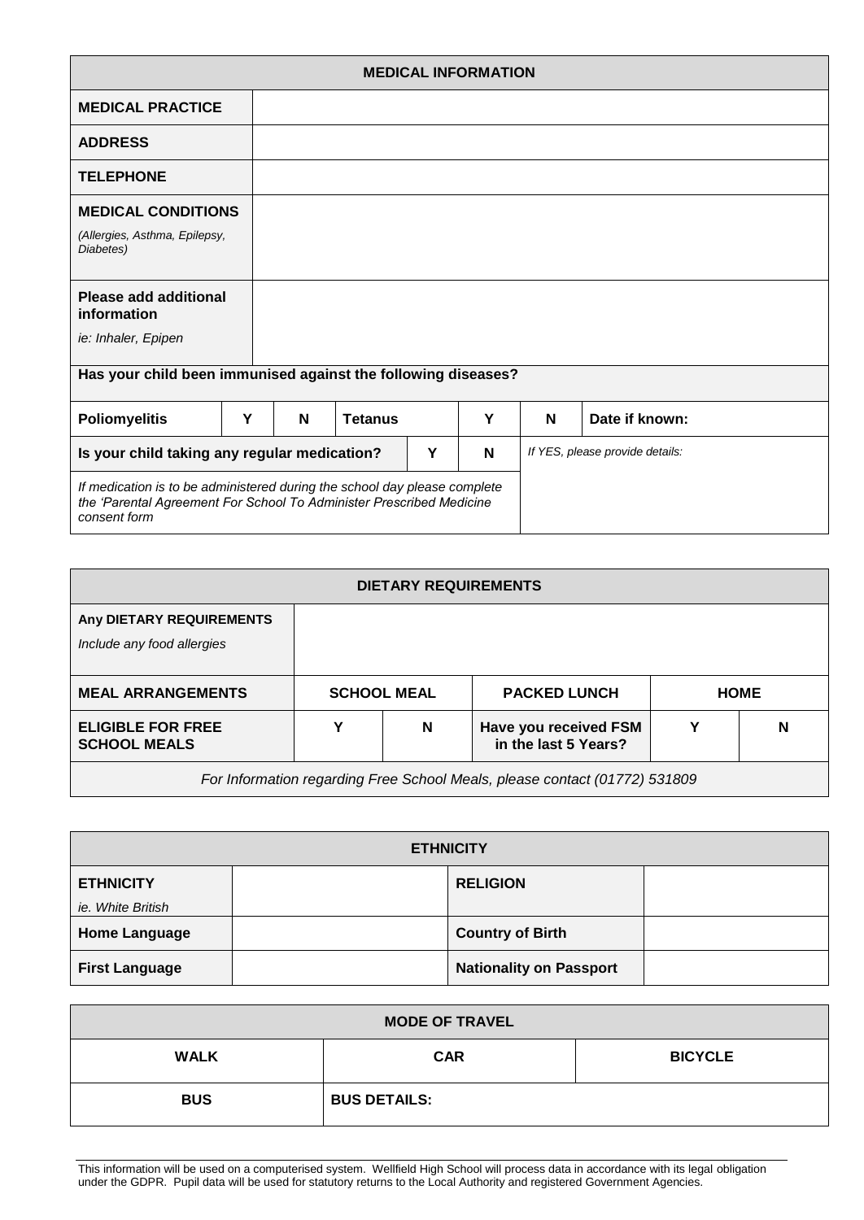| MEDICAL INFORMATION | | | | | | | | |
|---|---|---|---|---|---|---|---|---|
| **MEDICAL PRACTICE** | | | | | | | | |
| **ADDRESS** | | | | | | | | |
| **TELEPHONE** | | | | | | | | |
| **MEDICAL CONDITIONS** *(Allergies, Asthma, Epilepsy, Diabetes)* | | | | | | | | |
| **Please add additional information** *ie: Inhaler, Epipen* | | | | | | | | |
| **Has your child been immunised against the following diseases?** | | | | | | | | |
| **Poliomyelitis** | **Y** | **N** | **Tetanus** | | **Y** | **N** | **Date if known:** | |
| **Is your child taking any regular medication?** | | | | **Y** | **N** | *If YES, please provide details:* | | |
| *If medication is to be administered during the school day please complete the 'Parental Agreement For School To Administer Prescribed Medicine consent form* | | | | | | | | |

| DIETARY REQUIREMENTS | | | | | |
|---|---|---|---|---|---|
| **Any DIETARY REQUIREMENTS** *Include any food allergies* | | | | | |
| **MEAL ARRANGEMENTS** | **SCHOOL MEAL** | | **PACKED LUNCH** | **HOME** | |
| **ELIGIBLE FOR FREE SCHOOL MEALS** | **Y** | **N** | **Have you received FSM in the last 5 Years?** | **Y** | **N** |
| *For Information regarding Free School Meals, please contact (01772) 531809* | | | | | |

| ETHNICITY | | | |
|---|---|---|---|
| **ETHNICITY** *ie. White British* | | **RELIGION** | |
| **Home Language** | | **Country of Birth** | |
| **First Language** | | **Nationality on Passport** | |

| MODE OF TRAVEL | | |
|---|---|---|
| **WALK** | **CAR** | **BICYCLE** |
| **BUS** | **BUS DETAILS:** | |

This information will be used on a computerised system. Wellfield High School will process data in accordance with its legal obligation under the GDPR. Pupil data will be used for statutory returns to the Local Authority and registered Government Agencies.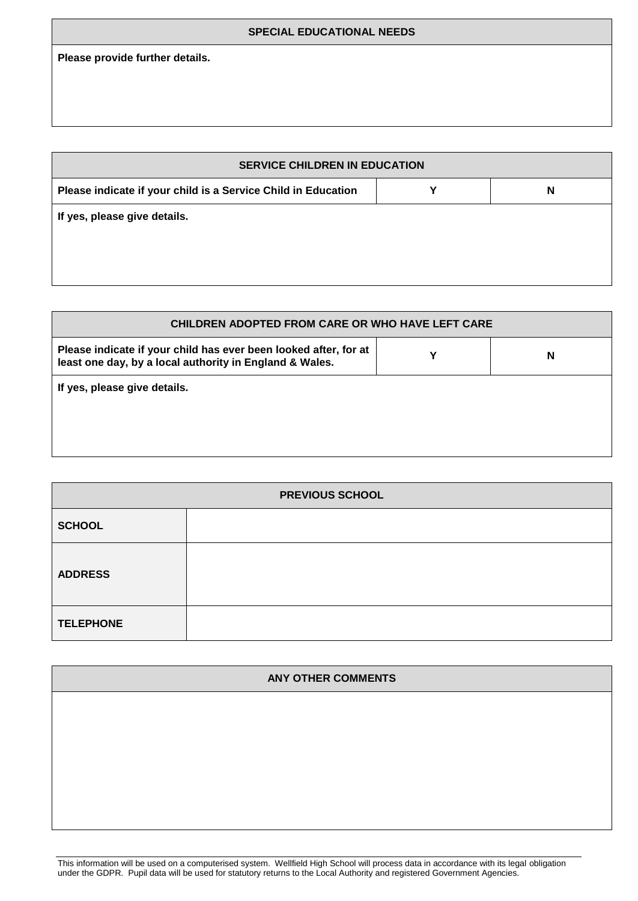| SPECIAL EDUCATIONAL NEEDS |
|---|
| **Please provide further details.** |

| SERVICE CHILDREN IN EDUCATION | | |
|---|---|---|
| **Please indicate if your child is a Service Child in Education** | **Y** | **N** |
| **If yes, please give details.** | | |

| CHILDREN ADOPTED FROM CARE OR WHO HAVE LEFT CARE | | |
|---|---|---|
| **Please indicate if your child has ever been looked after, for at least one day, by a local authority in England & Wales.** | **Y** | **N** |
| **If yes, please give details.** | | |

| PREVIOUS SCHOOL | |
|---|---|
| **SCHOOL** | |
| **ADDRESS** | |
| **TELEPHONE** | |

| ANY OTHER COMMENTS |
|---|
| |

This information will be used on a computerised system. Wellfield High School will process data in accordance with its legal obligation under the GDPR. Pupil data will be used for statutory returns to the Local Authority and registered Government Agencies.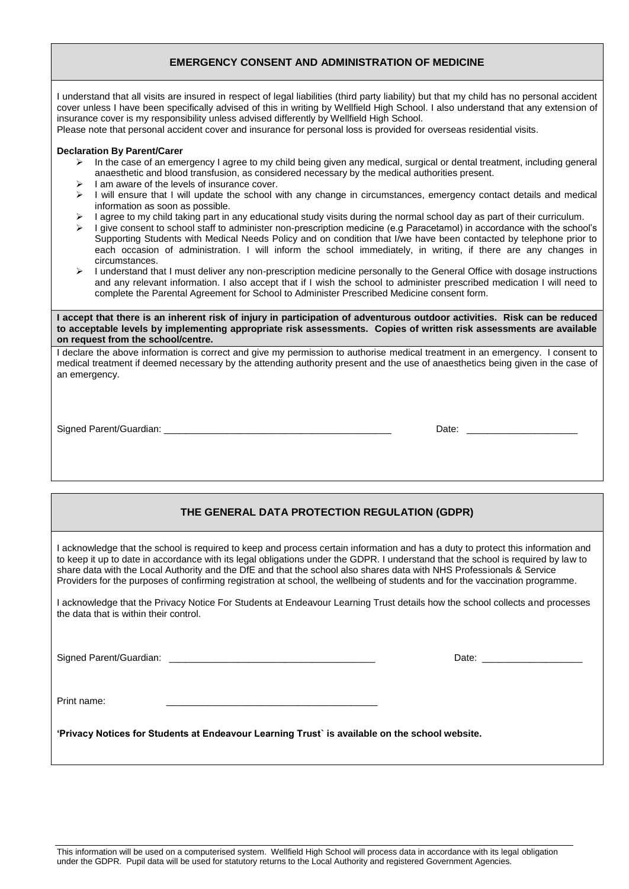## EMERGENCY CONSENT AND ADMINISTRATION OF MEDICINE

I understand that all visits are insured in respect of legal liabilities (third party liability) but that my child has no personal accident cover unless I have been specifically advised of this in writing by Wellfield High School. I also understand that any extension of insurance cover is my responsibility unless advised differently by Wellfield High School.
Please note that personal accident cover and insurance for personal loss is provided for overseas residential visits.

**Declaration By Parent/Carer**

- In the case of an emergency I agree to my child being given any medical, surgical or dental treatment, including general anaesthetic and blood transfusion, as considered necessary by the medical authorities present.
- I am aware of the levels of insurance cover.
- I will ensure that I will update the school with any change in circumstances, emergency contact details and medical information as soon as possible.
- I agree to my child taking part in any educational study visits during the normal school day as part of their curriculum.
- I give consent to school staff to administer non-prescription medicine (e.g Paracetamol) in accordance with the school's Supporting Students with Medical Needs Policy and on condition that I/we have been contacted by telephone prior to each occasion of administration. I will inform the school immediately, in writing, if there are any changes in circumstances.
- I understand that I must deliver any non-prescription medicine personally to the General Office with dosage instructions and any relevant information. I also accept that if I wish the school to administer prescribed medication I will need to complete the Parental Agreement for School to Administer Prescribed Medicine consent form.

**I accept that there is an inherent risk of injury in participation of adventurous outdoor activities. Risk can be reduced to acceptable levels by implementing appropriate risk assessments. Copies of written risk assessments are available on request from the school/centre.**

I declare the above information is correct and give my permission to authorise medical treatment in an emergency. I consent to medical treatment if deemed necessary by the attending authority present and the use of anaesthetics being given in the case of an emergency.

Signed Parent/Guardian: ___________________________________________ Date: _____________________

## THE GENERAL DATA PROTECTION REGULATION (GDPR)

I acknowledge that the school is required to keep and process certain information and has a duty to protect this information and to keep it up to date in accordance with its legal obligations under the GDPR. I understand that the school is required by law to share data with the Local Authority and the DfE and that the school also shares data with NHS Professionals & Service Providers for the purposes of confirming registration at school, the wellbeing of students and for the vaccination programme.

I acknowledge that the Privacy Notice For Students at Endeavour Learning Trust details how the school collects and processes the data that is within their control.

Signed Parent/Guardian: _______________________________________ Date: ___________________

Print name: ________________________________________

**'Privacy Notices for Students at Endeavour Learning Trust` is available on the school website.**

This information will be used on a computerised system. Wellfield High School will process data in accordance with its legal obligation under the GDPR. Pupil data will be used for statutory returns to the Local Authority and registered Government Agencies.